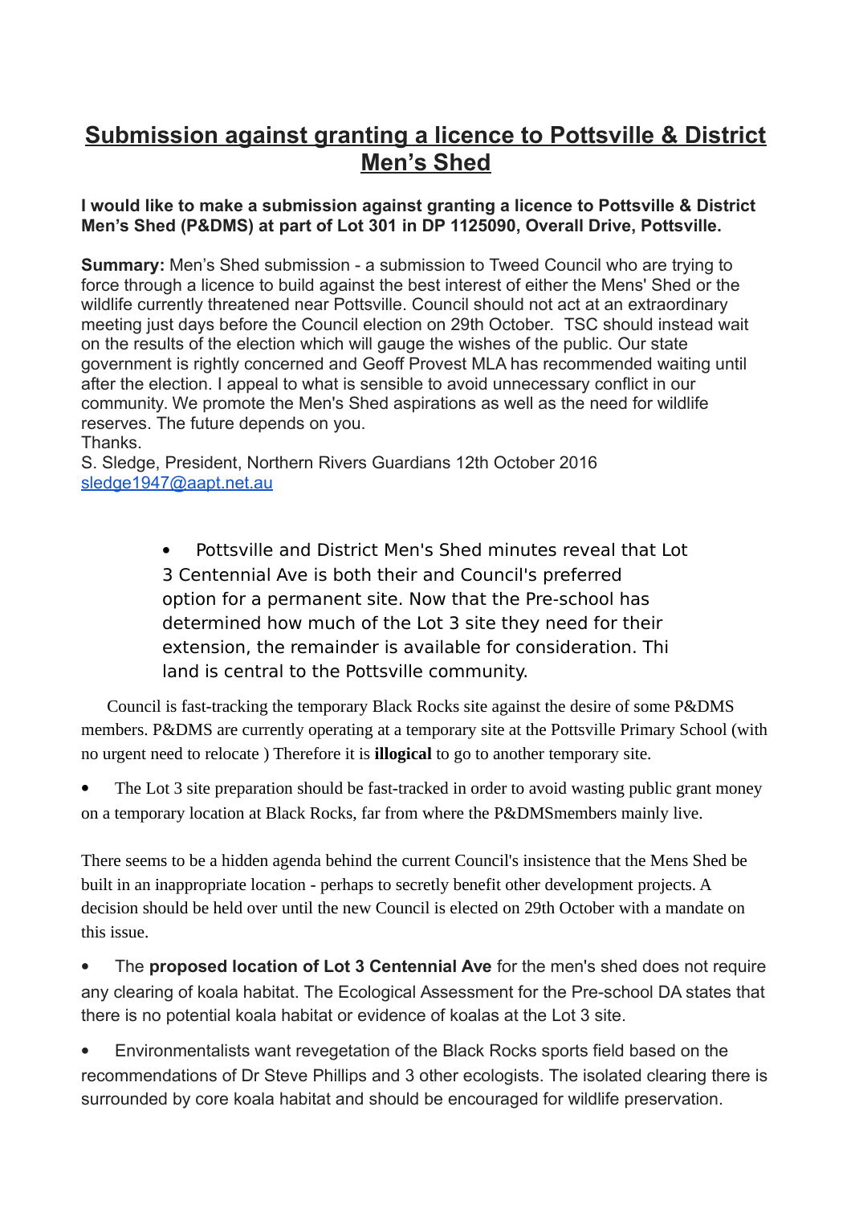# Submission against granting a licence to Pottsville & District Men's Shed

**I would like to make a submission against granting a licence to Pottsville & District Men's Shed (P&DMS) at part of Lot 301 in DP 1125090, Overall Drive, Pottsville.**

**Summary:** Men's Shed submission - a submission to Tweed Council who are trying to force through a licence to build against the best interest of either the Mens' Shed or the wildlife currently threatened near Pottsville. Council should not act at an extraordinary meeting just days before the Council election on 29th October. TSC should instead wait on the results of the election which will gauge the wishes of the public. Our state government is rightly concerned and Geoff Provest MLA has recommended waiting until after the election. I appeal to what is sensible to avoid unnecessary conflict in our community. We promote the Men's Shed aspirations as well as the need for wildlife reserves. The future depends on you.
Thanks.
S. Sledge, President, Northern Rivers Guardians 12th October 2016
sledge1947@aapt.net.au

- Pottsville and District Men's Shed minutes reveal that Lot 3 Centennial Ave is both their and Council's preferred option for a permanent site. Now that the Pre-school has determined how much of the Lot 3 site they need for their extension, the remainder is available for consideration. Thi land is central to the Pottsville community.

Council is fast-tracking the temporary Black Rocks site against the desire of some P&DMS members. P&DMS are currently operating at a temporary site at the Pottsville Primary School (with no urgent need to relocate ) Therefore it is **illogical** to go to another temporary site.

- The Lot 3 site preparation should be fast-tracked in order to avoid wasting public grant money on a temporary location at Black Rocks, far from where the P&DMSmembers mainly live.

There seems to be a hidden agenda behind the current Council's insistence that the Mens Shed be built in an inappropriate location - perhaps to secretly benefit other development projects. A decision should be held over until the new Council is elected on 29th October with a mandate on this issue.

- The **proposed location of Lot 3 Centennial Ave** for the men's shed does not require any clearing of koala habitat. The Ecological Assessment for the Pre-school DA states that there is no potential koala habitat or evidence of koalas at the Lot 3 site.

- Environmentalists want revegetation of the Black Rocks sports field based on the recommendations of Dr Steve Phillips and 3 other ecologists. The isolated clearing there is surrounded by core koala habitat and should be encouraged for wildlife preservation.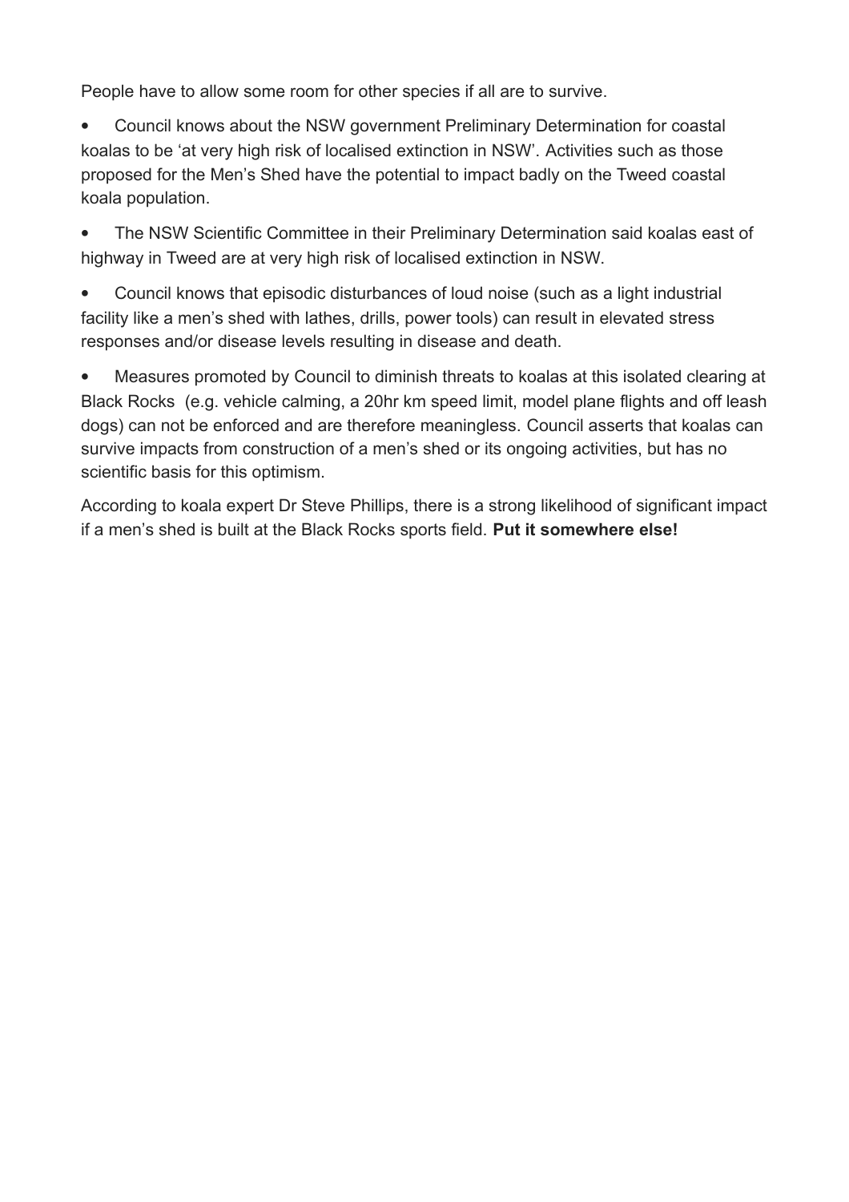People have to allow some room for other species if all are to survive.

- Council knows about the NSW government Preliminary Determination for coastal koalas to be 'at very high risk of localised extinction in NSW'. Activities such as those proposed for the Men's Shed have the potential to impact badly on the Tweed coastal koala population.
- The NSW Scientific Committee in their Preliminary Determination said koalas east of highway in Tweed are at very high risk of localised extinction in NSW.
- Council knows that episodic disturbances of loud noise (such as a light industrial facility like a men's shed with lathes, drills, power tools) can result in elevated stress responses and/or disease levels resulting in disease and death.
- Measures promoted by Council to diminish threats to koalas at this isolated clearing at Black Rocks (e.g. vehicle calming, a 20hr km speed limit, model plane flights and off leash dogs) can not be enforced and are therefore meaningless. Council asserts that koalas can survive impacts from construction of a men's shed or its ongoing activities, but has no scientific basis for this optimism.

According to koala expert Dr Steve Phillips, there is a strong likelihood of significant impact if a men's shed is built at the Black Rocks sports field. **Put it somewhere else!**